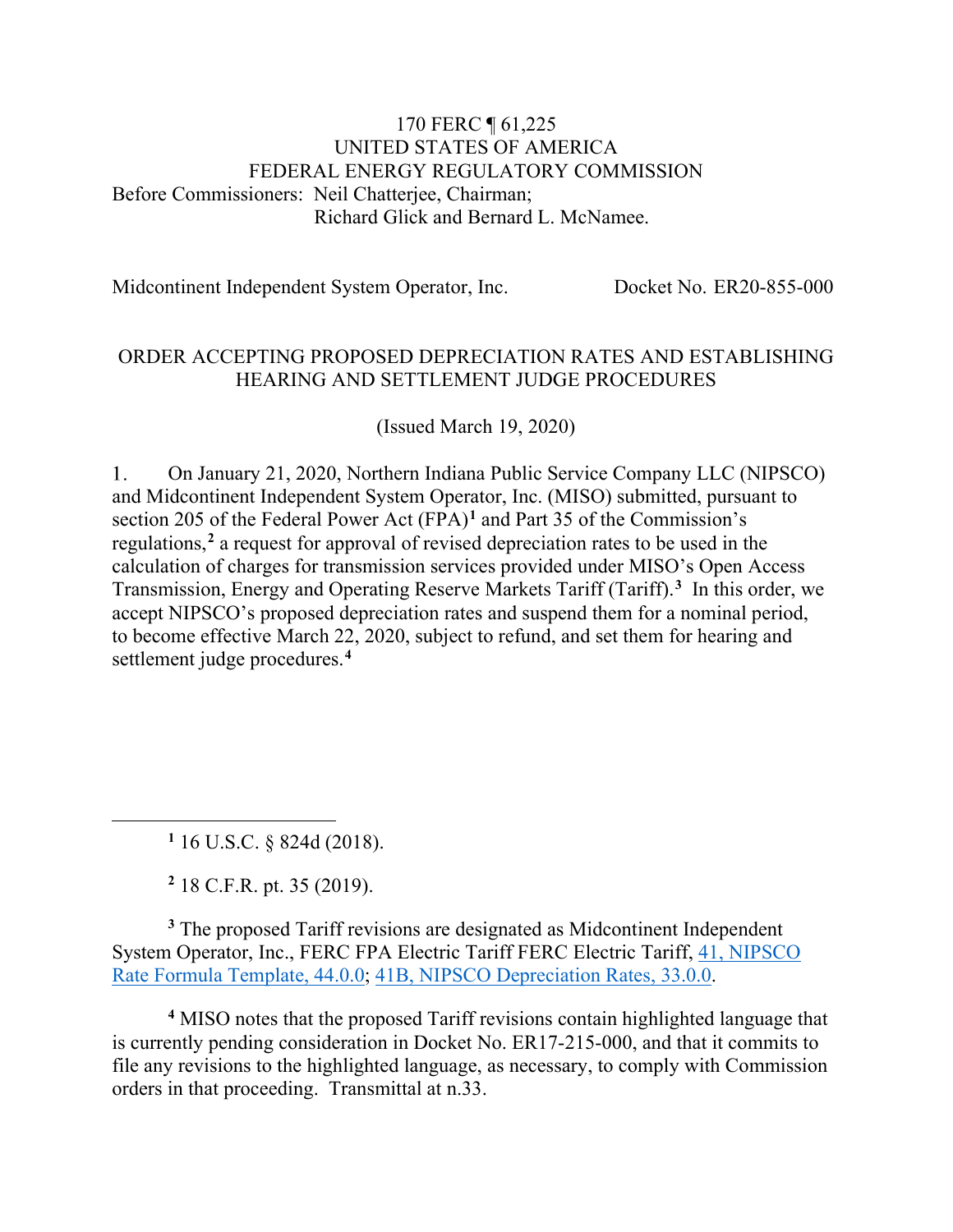170 FERC ¶ 61,225
UNITED STATES OF AMERICA
FEDERAL ENERGY REGULATORY COMMISSION

Before Commissioners: Neil Chatterjee, Chairman;
Richard Glick and Bernard L. McNamee.

Midcontinent Independent System Operator, Inc. Docket No. ER20-855-000

ORDER ACCEPTING PROPOSED DEPRECIATION RATES AND ESTABLISHING HEARING AND SETTLEMENT JUDGE PROCEDURES

(Issued March 19, 2020)

1. On January 21, 2020, Northern Indiana Public Service Company LLC (NIPSCO) and Midcontinent Independent System Operator, Inc. (MISO) submitted, pursuant to section 205 of the Federal Power Act (FPA)[1] and Part 35 of the Commission's regulations,[2] a request for approval of revised depreciation rates to be used in the calculation of charges for transmission services provided under MISO's Open Access Transmission, Energy and Operating Reserve Markets Tariff (Tariff).[3] In this order, we accept NIPSCO's proposed depreciation rates and suspend them for a nominal period, to become effective March 22, 2020, subject to refund, and set them for hearing and settlement judge procedures.[4]

---

[1] 16 U.S.C. § 824d (2018).

[2] 18 C.F.R. pt. 35 (2019).

[3] The proposed Tariff revisions are designated as Midcontinent Independent System Operator, Inc., FERC FPA Electric Tariff FERC Electric Tariff, 41, NIPSCO Rate Formula Template, 44.0.0; 41B, NIPSCO Depreciation Rates, 33.0.0.

[4] MISO notes that the proposed Tariff revisions contain highlighted language that is currently pending consideration in Docket No. ER17-215-000, and that it commits to file any revisions to the highlighted language, as necessary, to comply with Commission orders in that proceeding. Transmittal at n.33.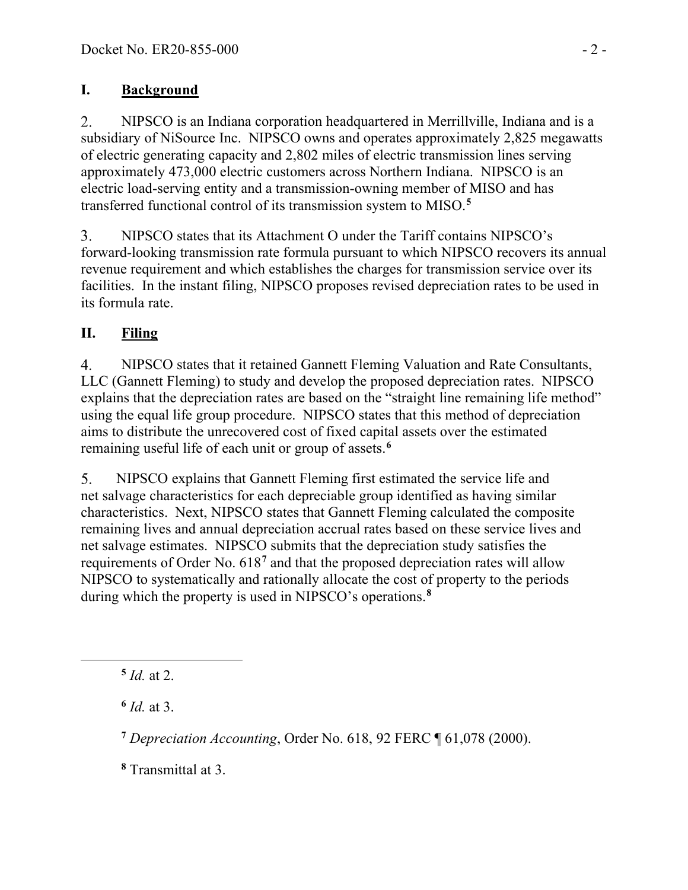## I. Background

2. NIPSCO is an Indiana corporation headquartered in Merrillville, Indiana and is a subsidiary of NiSource Inc. NIPSCO owns and operates approximately 2,825 megawatts of electric generating capacity and 2,802 miles of electric transmission lines serving approximately 473,000 electric customers across Northern Indiana. NIPSCO is an electric load-serving entity and a transmission-owning member of MISO and has transferred functional control of its transmission system to MISO.[5]

3. NIPSCO states that its Attachment O under the Tariff contains NIPSCO's forward-looking transmission rate formula pursuant to which NIPSCO recovers its annual revenue requirement and which establishes the charges for transmission service over its facilities. In the instant filing, NIPSCO proposes revised depreciation rates to be used in its formula rate.

## II. Filing

4. NIPSCO states that it retained Gannett Fleming Valuation and Rate Consultants, LLC (Gannett Fleming) to study and develop the proposed depreciation rates. NIPSCO explains that the depreciation rates are based on the "straight line remaining life method" using the equal life group procedure. NIPSCO states that this method of depreciation aims to distribute the unrecovered cost of fixed capital assets over the estimated remaining useful life of each unit or group of assets.[6]

5. NIPSCO explains that Gannett Fleming first estimated the service life and net salvage characteristics for each depreciable group identified as having similar characteristics. Next, NIPSCO states that Gannett Fleming calculated the composite remaining lives and annual depreciation accrual rates based on these service lives and net salvage estimates. NIPSCO submits that the depreciation study satisfies the requirements of Order No. 618[7] and that the proposed depreciation rates will allow NIPSCO to systematically and rationally allocate the cost of property to the periods during which the property is used in NIPSCO's operations.[8]

---

[5] *Id.* at 2.

[6] *Id.* at 3.

[7] *Depreciation Accounting*, Order No. 618, 92 FERC ¶ 61,078 (2000).

[8] Transmittal at 3.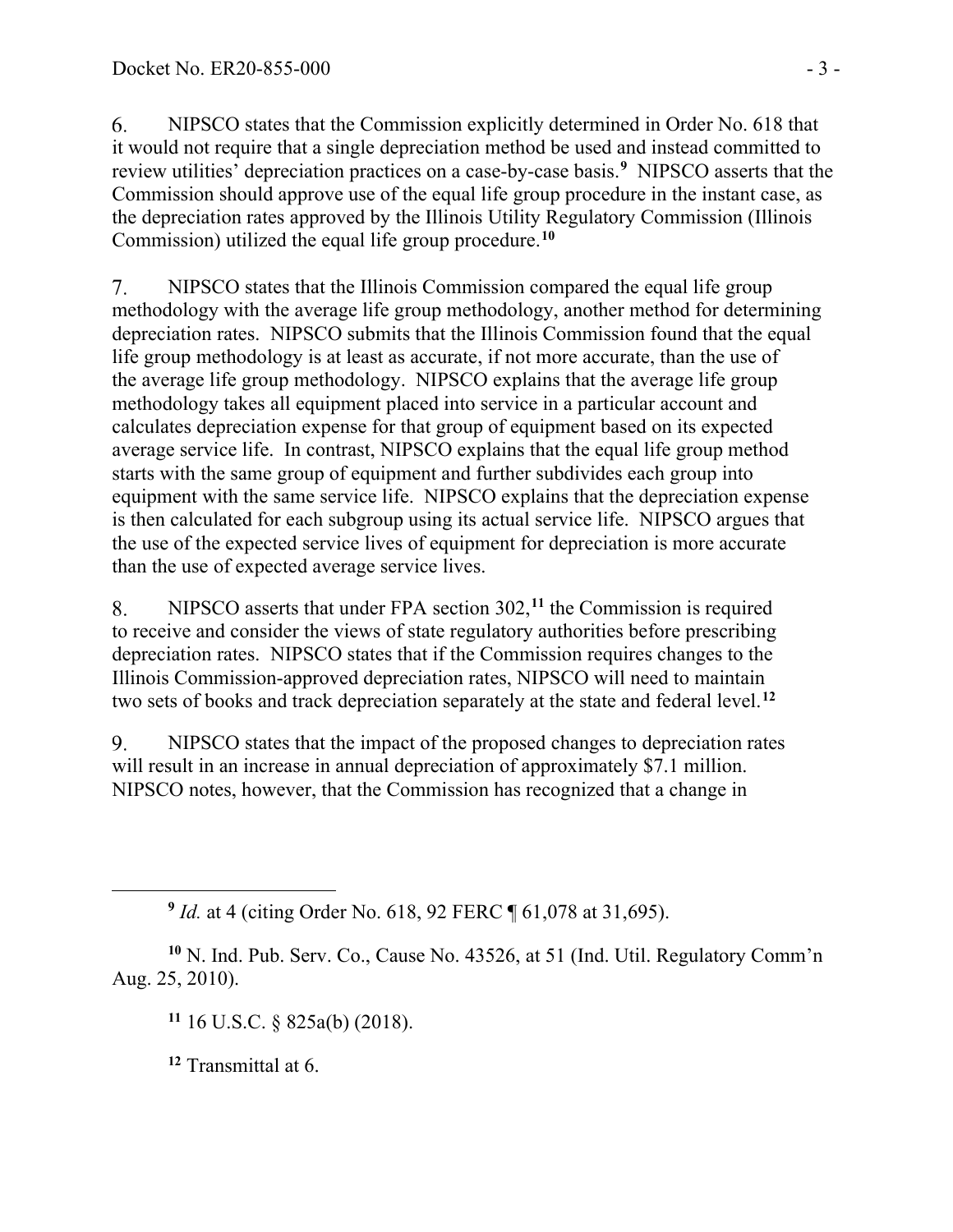6. NIPSCO states that the Commission explicitly determined in Order No. 618 that it would not require that a single depreciation method be used and instead committed to review utilities' depreciation practices on a case-by-case basis.[9] NIPSCO asserts that the Commission should approve use of the equal life group procedure in the instant case, as the depreciation rates approved by the Illinois Utility Regulatory Commission (Illinois Commission) utilized the equal life group procedure.[10]

7. NIPSCO states that the Illinois Commission compared the equal life group methodology with the average life group methodology, another method for determining depreciation rates. NIPSCO submits that the Illinois Commission found that the equal life group methodology is at least as accurate, if not more accurate, than the use of the average life group methodology. NIPSCO explains that the average life group methodology takes all equipment placed into service in a particular account and calculates depreciation expense for that group of equipment based on its expected average service life. In contrast, NIPSCO explains that the equal life group method starts with the same group of equipment and further subdivides each group into equipment with the same service life. NIPSCO explains that the depreciation expense is then calculated for each subgroup using its actual service life. NIPSCO argues that the use of the expected service lives of equipment for depreciation is more accurate than the use of expected average service lives.

8. NIPSCO asserts that under FPA section 302,[11] the Commission is required to receive and consider the views of state regulatory authorities before prescribing depreciation rates. NIPSCO states that if the Commission requires changes to the Illinois Commission-approved depreciation rates, NIPSCO will need to maintain two sets of books and track depreciation separately at the state and federal level.[12]

9. NIPSCO states that the impact of the proposed changes to depreciation rates will result in an increase in annual depreciation of approximately $7.1 million. NIPSCO notes, however, that the Commission has recognized that a change in

---

[9] *Id.* at 4 (citing Order No. 618, 92 FERC ¶ 61,078 at 31,695).

[10] N. Ind. Pub. Serv. Co., Cause No. 43526, at 51 (Ind. Util. Regulatory Comm'n Aug. 25, 2010).

[11] 16 U.S.C. § 825a(b) (2018).

[12] Transmittal at 6.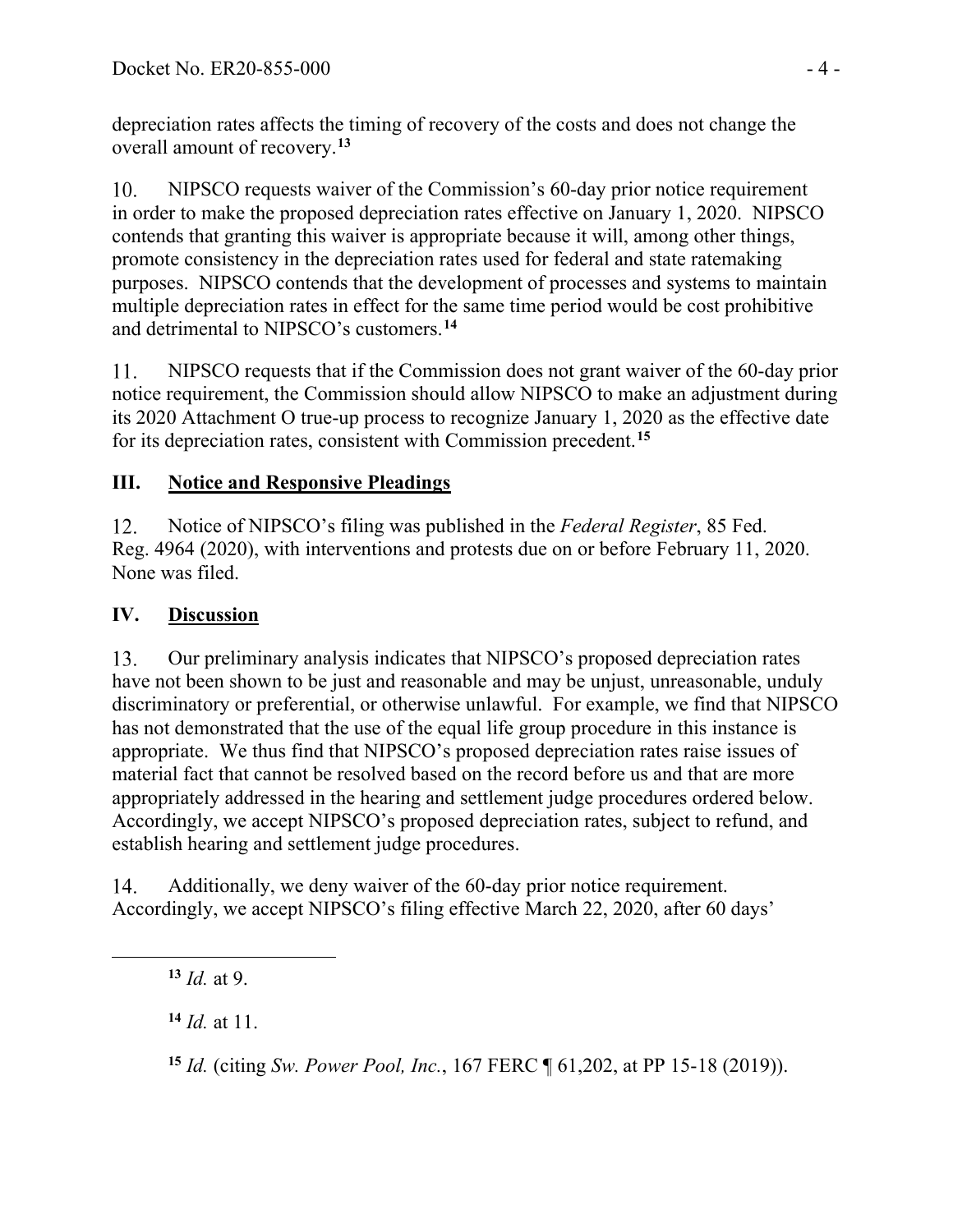depreciation rates affects the timing of recovery of the costs and does not change the overall amount of recovery.[13]

10. NIPSCO requests waiver of the Commission's 60-day prior notice requirement in order to make the proposed depreciation rates effective on January 1, 2020. NIPSCO contends that granting this waiver is appropriate because it will, among other things, promote consistency in the depreciation rates used for federal and state ratemaking purposes. NIPSCO contends that the development of processes and systems to maintain multiple depreciation rates in effect for the same time period would be cost prohibitive and detrimental to NIPSCO's customers.[14]

11. NIPSCO requests that if the Commission does not grant waiver of the 60-day prior notice requirement, the Commission should allow NIPSCO to make an adjustment during its 2020 Attachment O true-up process to recognize January 1, 2020 as the effective date for its depreciation rates, consistent with Commission precedent.[15]

## III. Notice and Responsive Pleadings

12. Notice of NIPSCO's filing was published in the *Federal Register*, 85 Fed. Reg. 4964 (2020), with interventions and protests due on or before February 11, 2020. None was filed.

## IV. Discussion

13. Our preliminary analysis indicates that NIPSCO's proposed depreciation rates have not been shown to be just and reasonable and may be unjust, unreasonable, unduly discriminatory or preferential, or otherwise unlawful. For example, we find that NIPSCO has not demonstrated that the use of the equal life group procedure in this instance is appropriate. We thus find that NIPSCO's proposed depreciation rates raise issues of material fact that cannot be resolved based on the record before us and that are more appropriately addressed in the hearing and settlement judge procedures ordered below. Accordingly, we accept NIPSCO's proposed depreciation rates, subject to refund, and establish hearing and settlement judge procedures.

14. Additionally, we deny waiver of the 60-day prior notice requirement. Accordingly, we accept NIPSCO's filing effective March 22, 2020, after 60 days'

---

[13] *Id.* at 9.

[14] *Id.* at 11.

[15] *Id.* (citing *Sw. Power Pool, Inc.*, 167 FERC ¶ 61,202, at PP 15-18 (2019)).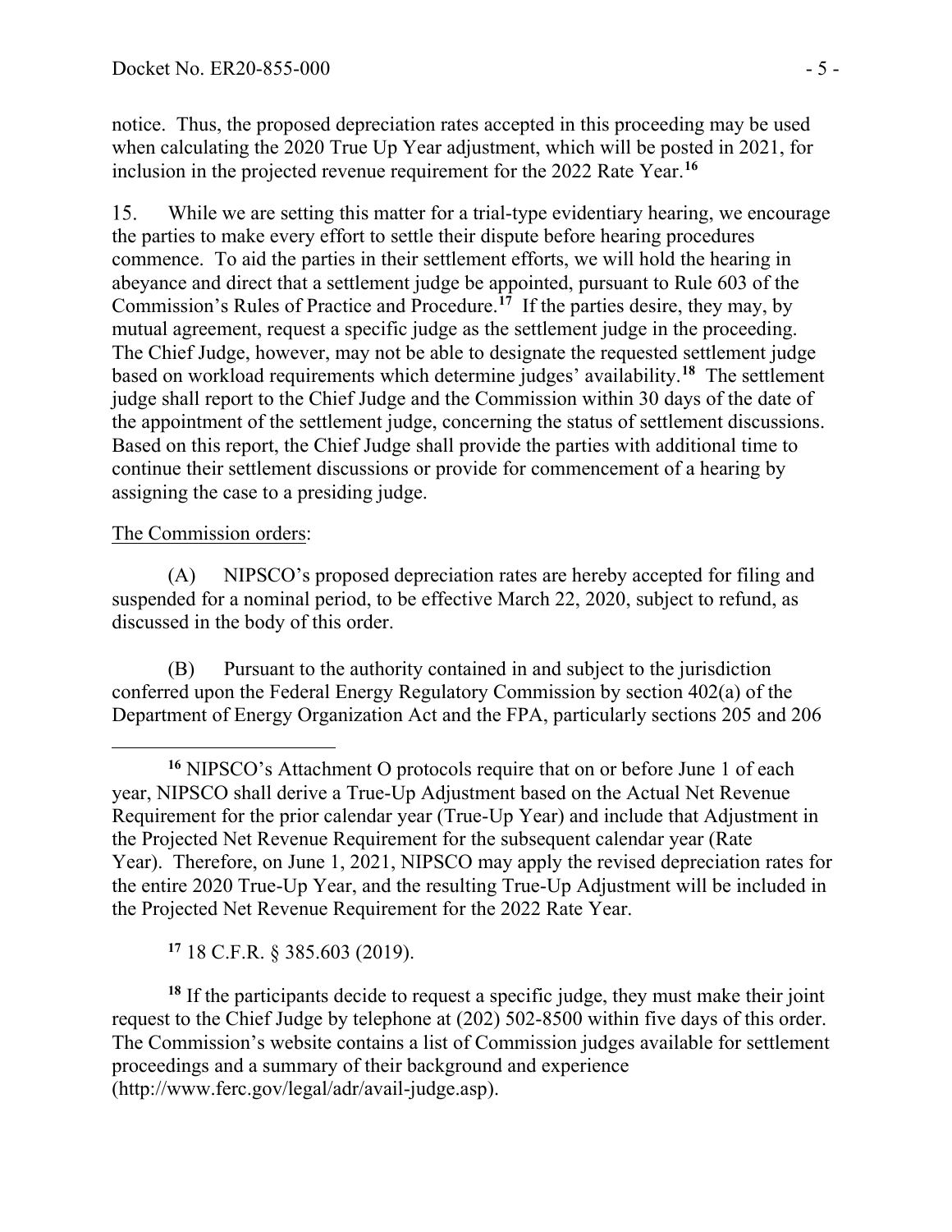notice. Thus, the proposed depreciation rates accepted in this proceeding may be used when calculating the 2020 True Up Year adjustment, which will be posted in 2021, for inclusion in the projected revenue requirement for the 2022 Rate Year.[16]

15. While we are setting this matter for a trial-type evidentiary hearing, we encourage the parties to make every effort to settle their dispute before hearing procedures commence. To aid the parties in their settlement efforts, we will hold the hearing in abeyance and direct that a settlement judge be appointed, pursuant to Rule 603 of the Commission's Rules of Practice and Procedure.[17] If the parties desire, they may, by mutual agreement, request a specific judge as the settlement judge in the proceeding. The Chief Judge, however, may not be able to designate the requested settlement judge based on workload requirements which determine judges' availability.[18] The settlement judge shall report to the Chief Judge and the Commission within 30 days of the date of the appointment of the settlement judge, concerning the status of settlement discussions. Based on this report, the Chief Judge shall provide the parties with additional time to continue their settlement discussions or provide for commencement of a hearing by assigning the case to a presiding judge.

The Commission orders:

(A) NIPSCO's proposed depreciation rates are hereby accepted for filing and suspended for a nominal period, to be effective March 22, 2020, subject to refund, as discussed in the body of this order.

(B) Pursuant to the authority contained in and subject to the jurisdiction conferred upon the Federal Energy Regulatory Commission by section 402(a) of the Department of Energy Organization Act and the FPA, particularly sections 205 and 206

---

[16] NIPSCO's Attachment O protocols require that on or before June 1 of each year, NIPSCO shall derive a True-Up Adjustment based on the Actual Net Revenue Requirement for the prior calendar year (True-Up Year) and include that Adjustment in the Projected Net Revenue Requirement for the subsequent calendar year (Rate Year). Therefore, on June 1, 2021, NIPSCO may apply the revised depreciation rates for the entire 2020 True-Up Year, and the resulting True-Up Adjustment will be included in the Projected Net Revenue Requirement for the 2022 Rate Year.

[17] 18 C.F.R. § 385.603 (2019).

[18] If the participants decide to request a specific judge, they must make their joint request to the Chief Judge by telephone at (202) 502-8500 within five days of this order. The Commission's website contains a list of Commission judges available for settlement proceedings and a summary of their background and experience (http://www.ferc.gov/legal/adr/avail-judge.asp).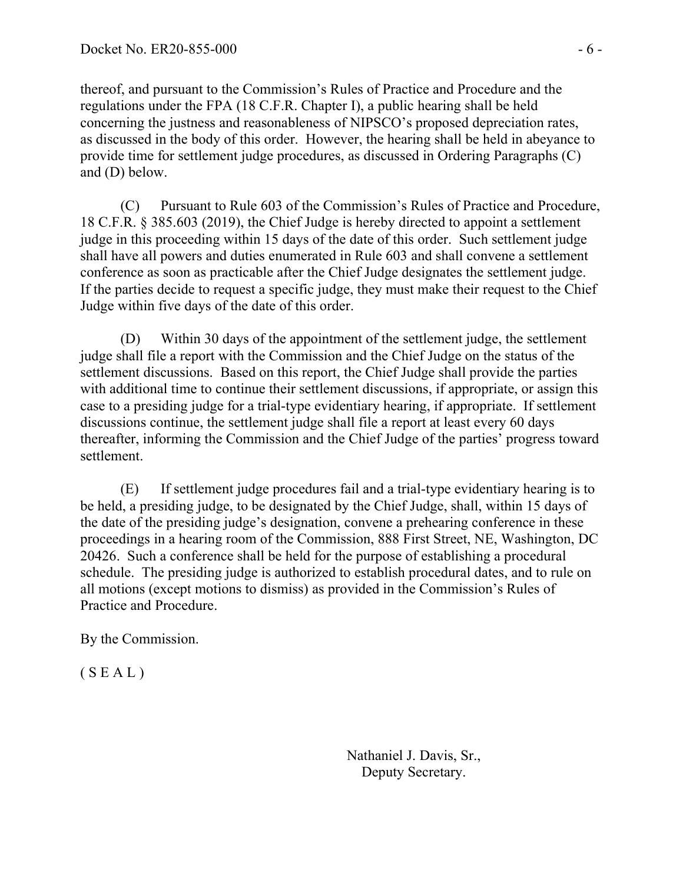thereof, and pursuant to the Commission's Rules of Practice and Procedure and the regulations under the FPA (18 C.F.R. Chapter I), a public hearing shall be held concerning the justness and reasonableness of NIPSCO's proposed depreciation rates, as discussed in the body of this order. However, the hearing shall be held in abeyance to provide time for settlement judge procedures, as discussed in Ordering Paragraphs (C) and (D) below.

(C) Pursuant to Rule 603 of the Commission's Rules of Practice and Procedure, 18 C.F.R. § 385.603 (2019), the Chief Judge is hereby directed to appoint a settlement judge in this proceeding within 15 days of the date of this order. Such settlement judge shall have all powers and duties enumerated in Rule 603 and shall convene a settlement conference as soon as practicable after the Chief Judge designates the settlement judge. If the parties decide to request a specific judge, they must make their request to the Chief Judge within five days of the date of this order.

(D) Within 30 days of the appointment of the settlement judge, the settlement judge shall file a report with the Commission and the Chief Judge on the status of the settlement discussions. Based on this report, the Chief Judge shall provide the parties with additional time to continue their settlement discussions, if appropriate, or assign this case to a presiding judge for a trial-type evidentiary hearing, if appropriate. If settlement discussions continue, the settlement judge shall file a report at least every 60 days thereafter, informing the Commission and the Chief Judge of the parties' progress toward settlement.

(E) If settlement judge procedures fail and a trial-type evidentiary hearing is to be held, a presiding judge, to be designated by the Chief Judge, shall, within 15 days of the date of the presiding judge's designation, convene a prehearing conference in these proceedings in a hearing room of the Commission, 888 First Street, NE, Washington, DC 20426. Such a conference shall be held for the purpose of establishing a procedural schedule. The presiding judge is authorized to establish procedural dates, and to rule on all motions (except motions to dismiss) as provided in the Commission's Rules of Practice and Procedure.

By the Commission.

( S E A L )

Nathaniel J. Davis, Sr.,
Deputy Secretary.